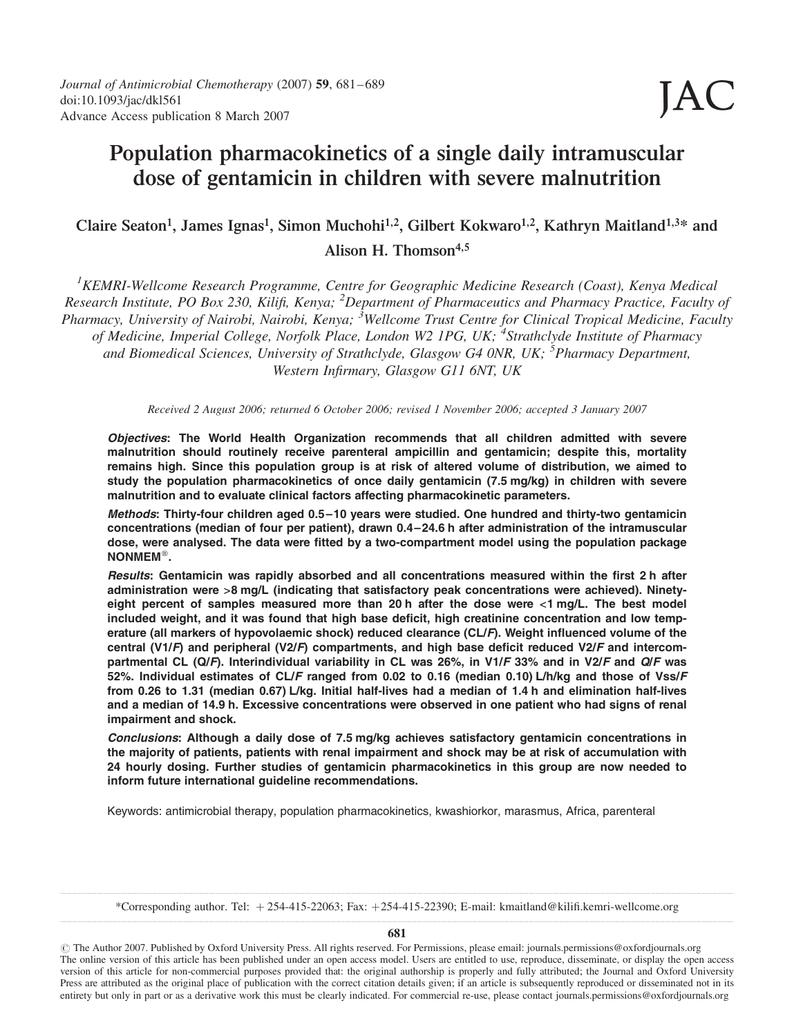# Population pharmacokinetics of a single daily intramuscular dose of gentamicin in children with severe malnutrition

Claire Seaton[1], James Ignas[1], Simon Muchohi[1,2], Gilbert Kokwaro[1,2], Kathryn Maitland[1,3]* and Alison H. Thomson[4,5]

[1]KEMRI-Wellcome Research Programme, Centre for Geographic Medicine Research (Coast), Kenya Medical Research Institute, PO Box 230, Kilifi, Kenya; [2]Department of Pharmaceutics and Pharmacy Practice, Faculty of Pharmacy, University of Nairobi, Nairobi, Kenya; [3]Wellcome Trust Centre for Clinical Tropical Medicine, Faculty of Medicine, Imperial College, Norfolk Place, London W2 1PG, UK; [4]Strathclyde Institute of Pharmacy and Biomedical Sciences, University of Strathclyde, Glasgow G4 0NR, UK; [5]Pharmacy Department, Western Infirmary, Glasgow G11 6NT, UK

*Received 2 August 2006; returned 6 October 2006; revised 1 November 2006; accepted 3 January 2007*

***Objectives*: The World Health Organization recommends that all children admitted with severe malnutrition should routinely receive parenteral ampicillin and gentamicin; despite this, mortality remains high. Since this population group is at risk of altered volume of distribution, we aimed to study the population pharmacokinetics of once daily gentamicin (7.5 mg/kg) in children with severe malnutrition and to evaluate clinical factors affecting pharmacokinetic parameters.**

***Methods*: Thirty-four children aged 0.5–10 years were studied. One hundred and thirty-two gentamicin concentrations (median of four per patient), drawn 0.4–24.6 h after administration of the intramuscular dose, were analysed. The data were fitted by a two-compartment model using the population package NONMEM®.**

***Results*: Gentamicin was rapidly absorbed and all concentrations measured within the first 2 h after administration were >8 mg/L (indicating that satisfactory peak concentrations were achieved). Ninety-eight percent of samples measured more than 20 h after the dose were <1 mg/L. The best model included weight, and it was found that high base deficit, high creatinine concentration and low temperature (all markers of hypovolaemic shock) reduced clearance (CL/*F*). Weight influenced volume of the central (V1/*F*) and peripheral (V2/*F*) compartments, and high base deficit reduced V2/*F* and intercompartmental CL (Q/*F*). Interindividual variability in CL was 26%, in V1/*F* 33% and in V2/*F* and Q/*F* was 52%. Individual estimates of CL/*F* ranged from 0.02 to 0.16 (median 0.10) L/h/kg and those of Vss/*F* from 0.26 to 1.31 (median 0.67) L/kg. Initial half-lives had a median of 1.4 h and elimination half-lives and a median of 14.9 h. Excessive concentrations were observed in one patient who had signs of renal impairment and shock.**

***Conclusions*: Although a daily dose of 7.5 mg/kg achieves satisfactory gentamicin concentrations in the majority of patients, patients with renal impairment and shock may be at risk of accumulation with 24 hourly dosing. Further studies of gentamicin pharmacokinetics in this group are now needed to inform future international guideline recommendations.**

Keywords: antimicrobial therapy, population pharmacokinetics, kwashiorkor, marasmus, Africa, parenteral

*Corresponding author. Tel: +254-415-22063; Fax: +254-415-22390; E-mail: kmaitland@kilifi.kemri-wellcome.org

© The Author 2007. Published by Oxford University Press. All rights reserved. For Permissions, please email: journals.permissions@oxfordjournals.org
The online version of this article has been published under an open access model. Users are entitled to use, reproduce, disseminate, or display the open access version of this article for non-commercial purposes provided that: the original authorship is properly and fully attributed; the Journal and Oxford University Press are attributed as the original place of publication with the correct citation details given; if an article is subsequently reproduced or disseminated not in its entirety but only in part or as a derivative work this must be clearly indicated. For commercial re-use, please contact journals.permissions@oxfordjournals.org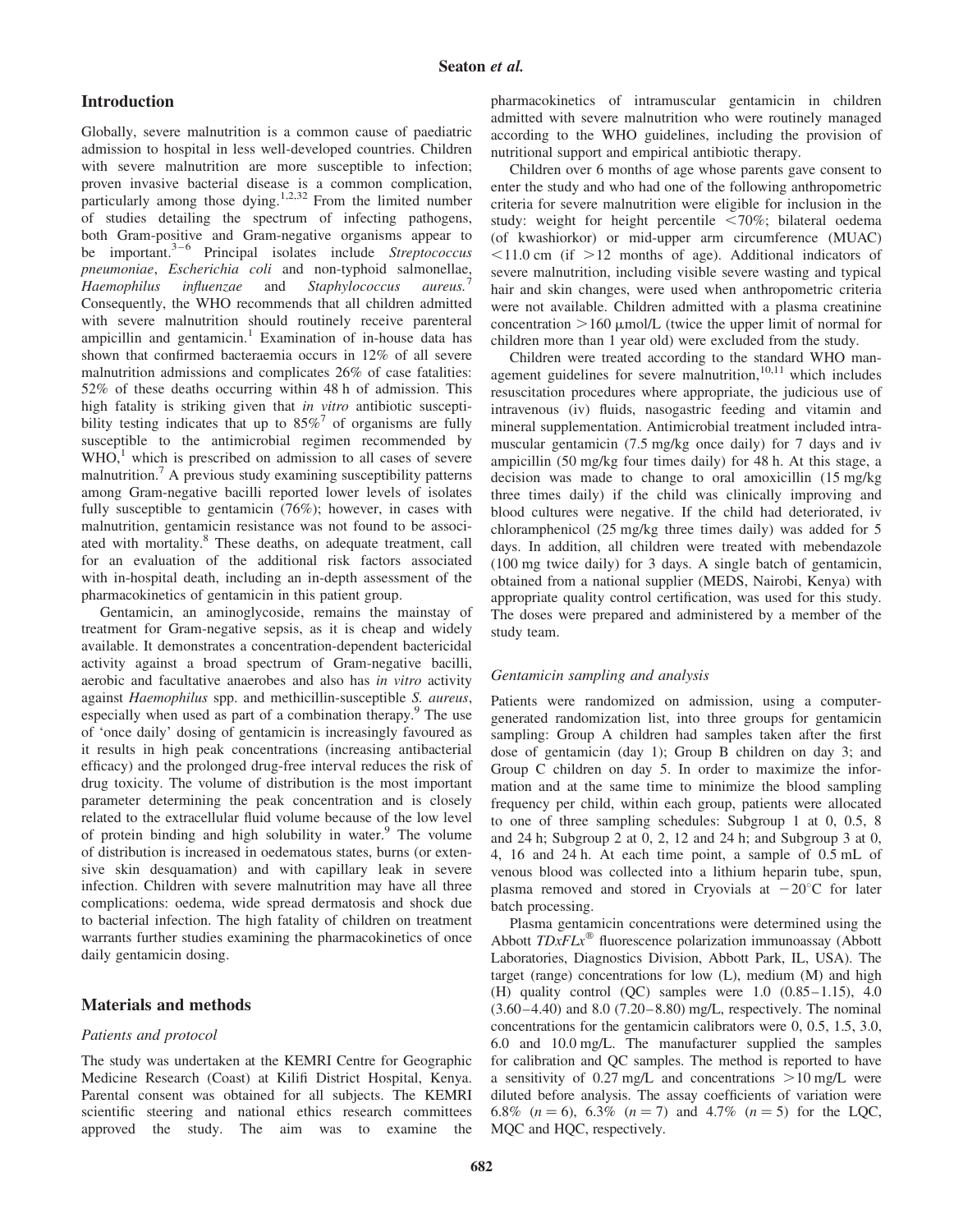## Introduction

Globally, severe malnutrition is a common cause of paediatric admission to hospital in less well-developed countries. Children with severe malnutrition are more susceptible to infection; proven invasive bacterial disease is a common complication, particularly among those dying.[1,2,32] From the limited number of studies detailing the spectrum of infecting pathogens, both Gram-positive and Gram-negative organisms appear to be important.[3–6] Principal isolates include *Streptococcus pneumoniae*, *Escherichia coli* and non-typhoid salmonellae, *Haemophilus influenzae* and *Staphylococcus aureus*.[7] Consequently, the WHO recommends that all children admitted with severe malnutrition should routinely receive parenteral ampicillin and gentamicin.[1] Examination of in-house data has shown that confirmed bacteraemia occurs in 12% of all severe malnutrition admissions and complicates 26% of case fatalities: 52% of these deaths occurring within 48 h of admission. This high fatality is striking given that *in vitro* antibiotic susceptibility testing indicates that up to 85%[7] of organisms are fully susceptible to the antimicrobial regimen recommended by WHO,[1] which is prescribed on admission to all cases of severe malnutrition.[7] A previous study examining susceptibility patterns among Gram-negative bacilli reported lower levels of isolates fully susceptible to gentamicin (76%); however, in cases with malnutrition, gentamicin resistance was not found to be associated with mortality.[8] These deaths, on adequate treatment, call for an evaluation of the additional risk factors associated with in-hospital death, including an in-depth assessment of the pharmacokinetics of gentamicin in this patient group.

Gentamicin, an aminoglycoside, remains the mainstay of treatment for Gram-negative sepsis, as it is cheap and widely available. It demonstrates a concentration-dependent bactericidal activity against a broad spectrum of Gram-negative bacilli, aerobic and facultative anaerobes and also has *in vitro* activity against *Haemophilus* spp. and methicillin-susceptible *S. aureus*, especially when used as part of a combination therapy.[9] The use of 'once daily' dosing of gentamicin is increasingly favoured as it results in high peak concentrations (increasing antibacterial efficacy) and the prolonged drug-free interval reduces the risk of drug toxicity. The volume of distribution is the most important parameter determining the peak concentration and is closely related to the extracellular fluid volume because of the low level of protein binding and high solubility in water.[9] The volume of distribution is increased in oedematous states, burns (or extensive skin desquamation) and with capillary leak in severe infection. Children with severe malnutrition may have all three complications: oedema, wide spread dermatosis and shock due to bacterial infection. The high fatality of children on treatment warrants further studies examining the pharmacokinetics of once daily gentamicin dosing.

## Materials and methods

### Patients and protocol

The study was undertaken at the KEMRI Centre for Geographic Medicine Research (Coast) at Kilifi District Hospital, Kenya. Parental consent was obtained for all subjects. The KEMRI scientific steering and national ethics research committees approved the study. The aim was to examine the pharmacokinetics of intramuscular gentamicin in children admitted with severe malnutrition who were routinely managed according to the WHO guidelines, including the provision of nutritional support and empirical antibiotic therapy.

Children over 6 months of age whose parents gave consent to enter the study and who had one of the following anthropometric criteria for severe malnutrition were eligible for inclusion in the study: weight for height percentile <70%; bilateral oedema (of kwashiorkor) or mid-upper arm circumference (MUAC) <11.0 cm (if >12 months of age). Additional indicators of severe malnutrition, including visible severe wasting and typical hair and skin changes, were used when anthropometric criteria were not available. Children admitted with a plasma creatinine concentration >160 μmol/L (twice the upper limit of normal for children more than 1 year old) were excluded from the study.

Children were treated according to the standard WHO management guidelines for severe malnutrition,[10,11] which includes resuscitation procedures where appropriate, the judicious use of intravenous (iv) fluids, nasogastric feeding and vitamin and mineral supplementation. Antimicrobial treatment included intramuscular gentamicin (7.5 mg/kg once daily) for 7 days and iv ampicillin (50 mg/kg four times daily) for 48 h. At this stage, a decision was made to change to oral amoxicillin (15 mg/kg three times daily) if the child was clinically improving and blood cultures were negative. If the child had deteriorated, iv chloramphenicol (25 mg/kg three times daily) was added for 5 days. In addition, all children were treated with mebendazole (100 mg twice daily) for 3 days. A single batch of gentamicin, obtained from a national supplier (MEDS, Nairobi, Kenya) with appropriate quality control certification, was used for this study. The doses were prepared and administered by a member of the study team.

### Gentamicin sampling and analysis

Patients were randomized on admission, using a computer-generated randomization list, into three groups for gentamicin sampling: Group A children had samples taken after the first dose of gentamicin (day 1); Group B children on day 3; and Group C children on day 5. In order to maximize the information and at the same time to minimize the blood sampling frequency per child, within each group, patients were allocated to one of three sampling schedules: Subgroup 1 at 0, 0.5, 8 and 24 h; Subgroup 2 at 0, 2, 12 and 24 h; and Subgroup 3 at 0, 4, 16 and 24 h. At each time point, a sample of 0.5 mL of venous blood was collected into a lithium heparin tube, spun, plasma removed and stored in Cryovials at −20°C for later batch processing.

Plasma gentamicin concentrations were determined using the Abbott *TDxFLx*® fluorescence polarization immunoassay (Abbott Laboratories, Diagnostics Division, Abbott Park, IL, USA). The target (range) concentrations for low (L), medium (M) and high (H) quality control (QC) samples were 1.0 (0.85–1.15), 4.0 (3.60–4.40) and 8.0 (7.20–8.80) mg/L, respectively. The nominal concentrations for the gentamicin calibrators were 0, 0.5, 1.5, 3.0, 6.0 and 10.0 mg/L. The manufacturer supplied the samples for calibration and QC samples. The method is reported to have a sensitivity of 0.27 mg/L and concentrations >10 mg/L were diluted before analysis. The assay coefficients of variation were 6.8% ($n = 6$), 6.3% ($n = 7$) and 4.7% ($n = 5$) for the LQC, MQC and HQC, respectively.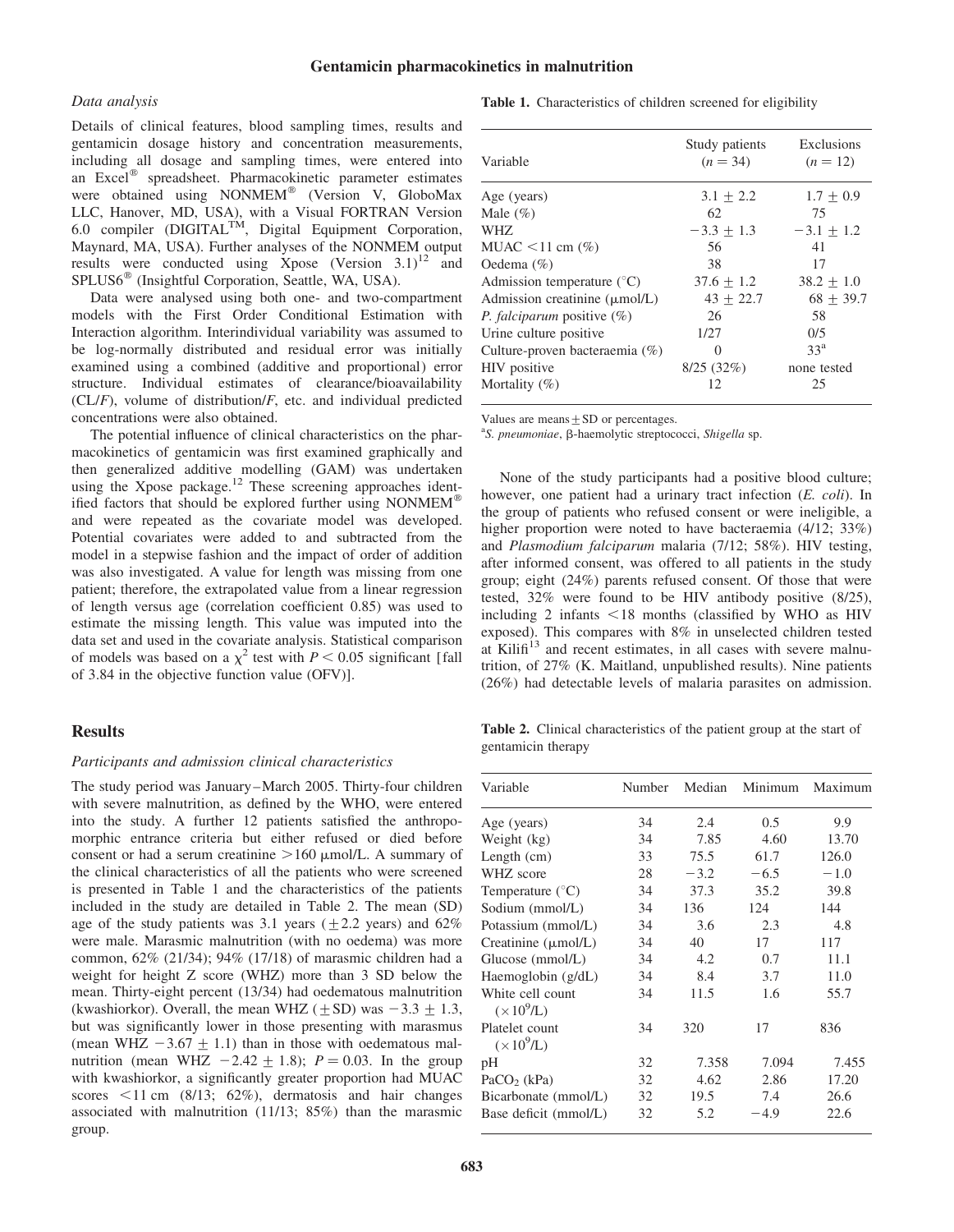### Data analysis

Details of clinical features, blood sampling times, results and gentamicin dosage history and concentration measurements, including all dosage and sampling times, were entered into an Excel® spreadsheet. Pharmacokinetic parameter estimates were obtained using NONMEM® (Version V, GloboMax LLC, Hanover, MD, USA), with a Visual FORTRAN Version 6.0 compiler (DIGITAL™, Digital Equipment Corporation, Maynard, MA, USA). Further analyses of the NONMEM output results were conducted using Xpose (Version 3.1)[12] and SPLUS6® (Insightful Corporation, Seattle, WA, USA).

Data were analysed using both one- and two-compartment models with the First Order Conditional Estimation with Interaction algorithm. Interindividual variability was assumed to be log-normally distributed and residual error was initially examined using a combined (additive and proportional) error structure. Individual estimates of clearance/bioavailability (CL/*F*), volume of distribution/*F*, etc. and individual predicted concentrations were also obtained.

The potential influence of clinical characteristics on the pharmacokinetics of gentamicin was first examined graphically and then generalized additive modelling (GAM) was undertaken using the Xpose package.[12] These screening approaches identified factors that should be explored further using NONMEM® and were repeated as the covariate model was developed. Potential covariates were added to and subtracted from the model in a stepwise fashion and the impact of order of addition was also investigated. A value for length was missing from one patient; therefore, the extrapolated value from a linear regression of length versus age (correlation coefficient 0.85) was used to estimate the missing length. This value was imputed into the data set and used in the covariate analysis. Statistical comparison of models was based on a $\chi^2$ test with $P < 0.05$ significant [fall of 3.84 in the objective function value (OFV)].

## Results

### Participants and admission clinical characteristics

The study period was January–March 2005. Thirty-four children with severe malnutrition, as defined by the WHO, were entered into the study. A further 12 patients satisfied the anthropomorphic entrance criteria but either refused or died before consent or had a serum creatinine >160 μmol/L. A summary of the clinical characteristics of all the patients who were screened is presented in Table 1 and the characteristics of the patients included in the study are detailed in Table 2. The mean (SD) age of the study patients was 3.1 years (±2.2 years) and 62% were male. Marasmic malnutrition (with no oedema) was more common, 62% (21/34); 94% (17/18) of marasmic children had a weight for height Z score (WHZ) more than 3 SD below the mean. Thirty-eight percent (13/34) had oedematous malnutrition (kwashiorkor). Overall, the mean WHZ (±SD) was −3.3 ± 1.3, but was significantly lower in those presenting with marasmus (mean WHZ −3.67 ± 1.1) than in those with oedematous malnutrition (mean WHZ −2.42 ± 1.8); $P = 0.03$. In the group with kwashiorkor, a significantly greater proportion had MUAC scores <11 cm (8/13; 62%), dermatosis and hair changes associated with malnutrition (11/13; 85%) than the marasmic group.

**Table 1.** Characteristics of children screened for eligibility

| Variable | Study patients ($n = 34$) | Exclusions ($n = 12$) |
|---|---|---|
| Age (years) | 3.1 ± 2.2 | 1.7 ± 0.9 |
| Male (%) | 62 | 75 |
| WHZ | −3.3 ± 1.3 | −3.1 ± 1.2 |
| MUAC <11 cm (%) | 56 | 41 |
| Oedema (%) | 38 | 17 |
| Admission temperature (°C) | 37.6 ± 1.2 | 38.2 ± 1.0 |
| Admission creatinine (μmol/L) | 43 ± 22.7 | 68 ± 39.7 |
| *P. falciparum* positive (%) | 26 | 58 |
| Urine culture positive | 1/27 | 0/5 |
| Culture-proven bacteraemia (%) | 0 | 33[a] |
| HIV positive | 8/25 (32%) | none tested |
| Mortality (%) | 12 | 25 |

Values are means ± SD or percentages.
[a] *S. pneumoniae*, β-haemolytic streptococci, *Shigella* sp.

None of the study participants had a positive blood culture; however, one patient had a urinary tract infection (*E. coli*). In the group of patients who refused consent or were ineligible, a higher proportion were noted to have bacteraemia (4/12; 33%) and *Plasmodium falciparum* malaria (7/12; 58%). HIV testing, after informed consent, was offered to all patients in the study group; eight (24%) parents refused consent. Of those that were tested, 32% were found to be HIV antibody positive (8/25), including 2 infants <18 months (classified by WHO as HIV exposed). This compares with 8% in unselected children tested at Kilifi[13] and recent estimates, in all cases with severe malnutrition, of 27% (K. Maitland, unpublished results). Nine patients (26%) had detectable levels of malaria parasites on admission.

**Table 2.** Clinical characteristics of the patient group at the start of gentamicin therapy

| Variable | Number | Median | Minimum | Maximum |
|---|---|---|---|---|
| Age (years) | 34 | 2.4 | 0.5 | 9.9 |
| Weight (kg) | 34 | 7.85 | 4.60 | 13.70 |
| Length (cm) | 33 | 75.5 | 61.7 | 126.0 |
| WHZ score | 28 | −3.2 | −6.5 | −1.0 |
| Temperature (°C) | 34 | 37.3 | 35.2 | 39.8 |
| Sodium (mmol/L) | 34 | 136 | 124 | 144 |
| Potassium (mmol/L) | 34 | 3.6 | 2.3 | 4.8 |
| Creatinine (μmol/L) | 34 | 40 | 17 | 117 |
| Glucose (mmol/L) | 34 | 4.2 | 0.7 | 11.1 |
| Haemoglobin (g/dL) | 34 | 8.4 | 3.7 | 11.0 |
| White cell count ($\times 10^9$/L) | 34 | 11.5 | 1.6 | 55.7 |
| Platelet count ($\times 10^9$/L) | 34 | 320 | 17 | 836 |
| pH | 32 | 7.358 | 7.094 | 7.455 |
| $PaCO_2$ (kPa) | 32 | 4.62 | 2.86 | 17.20 |
| Bicarbonate (mmol/L) | 32 | 19.5 | 7.4 | 26.6 |
| Base deficit (mmol/L) | 32 | 5.2 | −4.9 | 22.6 |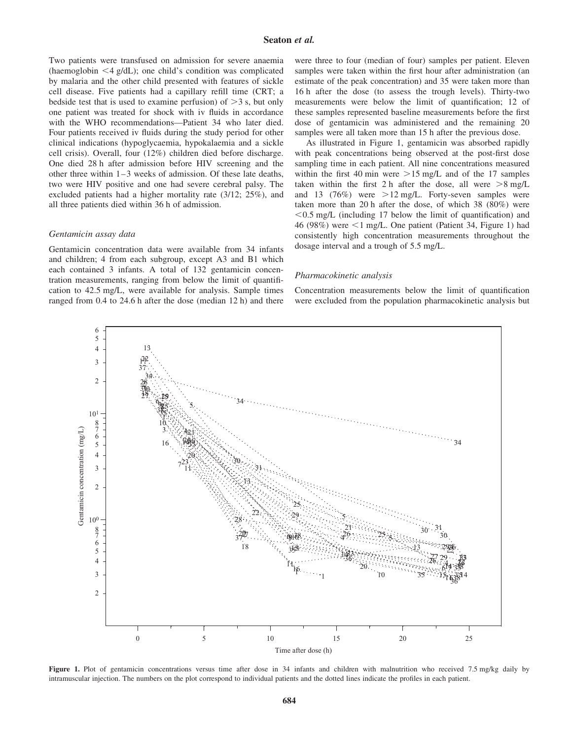Two patients were transfused on admission for severe anaemia (haemoglobin <4 g/dL); one child's condition was complicated by malaria and the other child presented with features of sickle cell disease. Five patients had a capillary refill time (CRT; a bedside test that is used to examine perfusion) of >3 s, but only one patient was treated for shock with iv fluids in accordance with the WHO recommendations—Patient 34 who later died. Four patients received iv fluids during the study period for other clinical indications (hypoglycaemia, hypokalaemia and a sickle cell crisis). Overall, four (12%) children died before discharge. One died 28 h after admission before HIV screening and the other three within 1–3 weeks of admission. Of these late deaths, two were HIV positive and one had severe cerebral palsy. The excluded patients had a higher mortality rate (3/12; 25%), and all three patients died within 36 h of admission.

### *Gentamicin assay data*

Gentamicin concentration data were available from 34 infants and children; 4 from each subgroup, except A3 and B1 which each contained 3 infants. A total of 132 gentamicin concentration measurements, ranging from below the limit of quantification to 42.5 mg/L, were available for analysis. Sample times ranged from 0.4 to 24.6 h after the dose (median 12 h) and there were three to four (median of four) samples per patient. Eleven samples were taken within the first hour after administration (an estimate of the peak concentration) and 35 were taken more than 16 h after the dose (to assess the trough levels). Thirty-two measurements were below the limit of quantification; 12 of these samples represented baseline measurements before the first dose of gentamicin was administered and the remaining 20 samples were all taken more than 15 h after the previous dose.

As illustrated in Figure 1, gentamicin was absorbed rapidly with peak concentrations being observed at the post-first dose sampling time in each patient. All nine concentrations measured within the first 40 min were >15 mg/L and of the 17 samples taken within the first 2 h after the dose, all were >8 mg/L and 13 (76%) were >12 mg/L. Forty-seven samples were taken more than 20 h after the dose, of which 38 (80%) were <0.5 mg/L (including 17 below the limit of quantification) and 46 (98%) were <1 mg/L. One patient (Patient 34, Figure 1) had consistently high concentration measurements throughout the dosage interval and a trough of 5.5 mg/L.

### *Pharmacokinetic analysis*

Concentration measurements below the limit of quantification were excluded from the population pharmacokinetic analysis but

**Figure 1.** Plot of gentamicin concentrations versus time after dose in 34 infants and children with malnutrition who received 7.5 mg/kg daily by intramuscular injection. The numbers on the plot correspond to individual patients and the dotted lines indicate the profiles in each patient.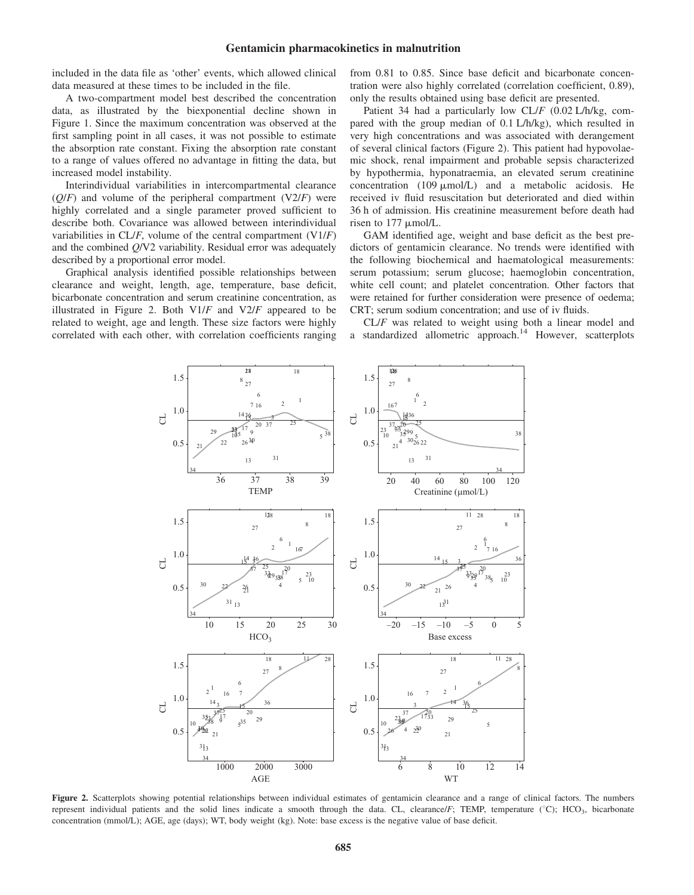included in the data file as 'other' events, which allowed clinical data measured at these times to be included in the file.

A two-compartment model best described the concentration data, as illustrated by the biexponential decline shown in Figure 1. Since the maximum concentration was observed at the first sampling point in all cases, it was not possible to estimate the absorption rate constant. Fixing the absorption rate constant to a range of values offered no advantage in fitting the data, but increased model instability.

Interindividual variabilities in intercompartmental clearance ($Q/F$) and volume of the peripheral compartment ($V2/F$) were highly correlated and a single parameter proved sufficient to describe both. Covariance was allowed between interindividual variabilities in $CL/F$, volume of the central compartment ($V1/F$) and the combined $Q/V2$ variability. Residual error was adequately described by a proportional error model.

Graphical analysis identified possible relationships between clearance and weight, length, age, temperature, base deficit, bicarbonate concentration and serum creatinine concentration, as illustrated in Figure 2. Both $V1/F$ and $V2/F$ appeared to be related to weight, age and length. These size factors were highly correlated with each other, with correlation coefficients ranging from 0.81 to 0.85. Since base deficit and bicarbonate concentration were also highly correlated (correlation coefficient, 0.89), only the results obtained using base deficit are presented.

Patient 34 had a particularly low $CL/F$ (0.02 L/h/kg, compared with the group median of 0.1 L/h/kg), which resulted in very high concentrations and was associated with derangement of several clinical factors (Figure 2). This patient had hypovolaemic shock, renal impairment and probable sepsis characterized by hypothermia, hyponatraemia, an elevated serum creatinine concentration (109 μmol/L) and a metabolic acidosis. He received iv fluid resuscitation but deteriorated and died within 36 h of admission. His creatinine measurement before death had risen to 177 μmol/L.

GAM identified age, weight and base deficit as the best predictors of gentamicin clearance. No trends were identified with the following biochemical and haematological measurements: serum potassium; serum glucose; haemoglobin concentration, white cell count; and platelet concentration. Other factors that were retained for further consideration were presence of oedema; CRT; serum sodium concentration; and use of iv fluids.

$CL/F$ was related to weight using both a linear model and a standardized allometric approach.[14] However, scatterplots

**Figure 2.** Scatterplots showing potential relationships between individual estimates of gentamicin clearance and a range of clinical factors. The numbers represent individual patients and the solid lines indicate a smooth through the data. CL, clearance/$F$; TEMP, temperature (°C); $HCO_3$, bicarbonate concentration (mmol/L); AGE, age (days); WT, body weight (kg). Note: base excess is the negative value of base deficit.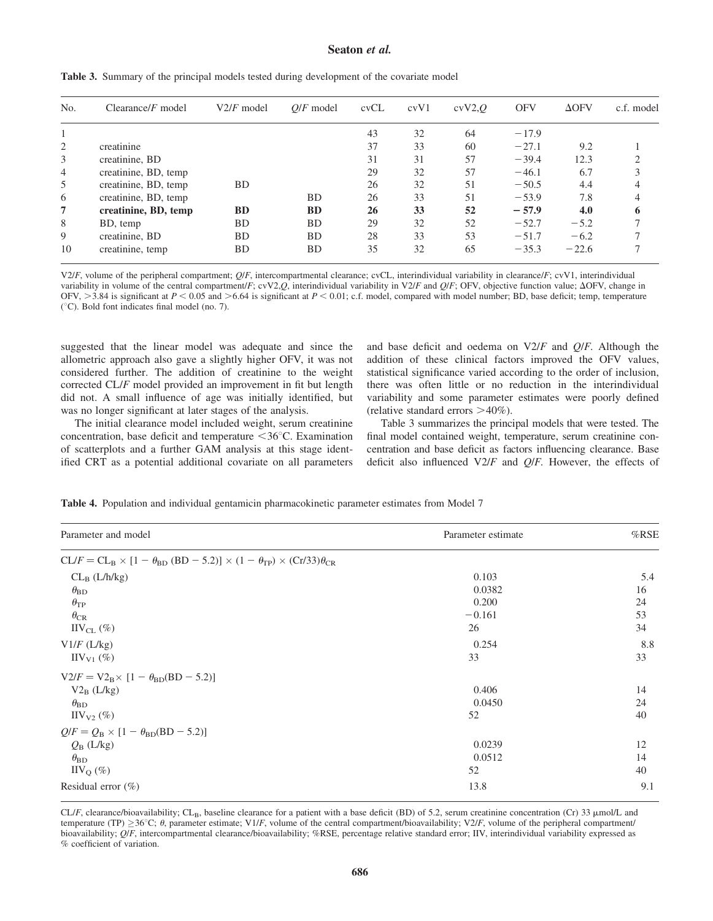**Table 3.** Summary of the principal models tested during development of the covariate model

| No. | Clearance/$F$ model | V2/$F$ model | $Q$/$F$ model | cvCL | cvV1 | cvV2,$Q$ | OFV | ΔOFV | c.f. model |
|---|---|---|---|---|---|---|---|---|---|
| 1 | | | | 43 | 32 | 64 | −17.9 | | |
| 2 | creatinine | | | 37 | 33 | 60 | −27.1 | 9.2 | 1 |
| 3 | creatinine, BD | | | 31 | 31 | 57 | −39.4 | 12.3 | 2 |
| 4 | creatinine, BD, temp | | | 29 | 32 | 57 | −46.1 | 6.7 | 3 |
| 5 | creatinine, BD, temp | BD | | 26 | 32 | 51 | −50.5 | 4.4 | 4 |
| 6 | creatinine, BD, temp | | BD | 26 | 33 | 51 | −53.9 | 7.8 | 4 |
| **7** | **creatinine, BD, temp** | **BD** | **BD** | **26** | **33** | **52** | **−57.9** | **4.0** | **6** |
| 8 | BD, temp | BD | BD | 29 | 32 | 52 | −52.7 | −5.2 | 7 |
| 9 | creatinine, BD | BD | BD | 28 | 33 | 53 | −51.7 | −6.2 | 7 |
| 10 | creatinine, temp | BD | BD | 35 | 32 | 65 | −35.3 | −22.6 | 7 |

V2/$F$, volume of the peripheral compartment; $Q$/$F$, intercompartmental clearance; cvCL, interindividual variability in clearance/$F$; cvV1, interindividual variability in volume of the central compartment/$F$; cvV2,$Q$, interindividual variability in V2/$F$ and $Q$/$F$; OFV, objective function value; ΔOFV, change in OFV, >3.84 is significant at $P < 0.05$ and >6.64 is significant at $P < 0.01$; c.f. model, compared with model number; BD, base deficit; temp, temperature (°C). Bold font indicates final model (no. 7).

suggested that the linear model was adequate and since the allometric approach also gave a slightly higher OFV, it was not considered further. The addition of creatinine to the weight corrected CL/$F$ model provided an improvement in fit but length did not. A small influence of age was initially identified, but was no longer significant at later stages of the analysis.

The initial clearance model included weight, serum creatinine concentration, base deficit and temperature <36°C. Examination of scatterplots and a further GAM analysis at this stage identified CRT as a potential additional covariate on all parameters and base deficit and oedema on V2/$F$ and $Q$/$F$. Although the addition of these clinical factors improved the OFV values, statistical significance varied according to the order of inclusion, there was often little or no reduction in the interindividual variability and some parameter estimates were poorly defined (relative standard errors >40%).

Table 3 summarizes the principal models that were tested. The final model contained weight, temperature, serum creatinine concentration and base deficit as factors influencing clearance. Base deficit also influenced V2/$F$ and $Q$/$F$. However, the effects of

**Table 4.** Population and individual gentamicin pharmacokinetic parameter estimates from Model 7

| Parameter and model | Parameter estimate | %RSE |
|---|---|---|
| $CL/F = CL_B \times [1 - \theta_{BD}\,(BD - 5.2)] \times (1 - \theta_{TP}) \times (Cr/33)\theta_{CR}$ | | |
| $CL_B$ (L/h/kg) | 0.103 | 5.4 |
| $\theta_{BD}$ | 0.0382 | 16 |
| $\theta_{TP}$ | 0.200 | 24 |
| $\theta_{CR}$ | −0.161 | 53 |
| $IIV_{CL}$ (%) | 26 | 34 |
| V1/$F$ (L/kg) | 0.254 | 8.8 |
| $IIV_{V1}$ (%) | 33 | 33 |
| $V2/F = V2_B \times [1 - \theta_{BD}(BD - 5.2)]$ | | |
| $V2_B$ (L/kg) | 0.406 | 14 |
| $\theta_{BD}$ | 0.0450 | 24 |
| $IIV_{V2}$ (%) | 52 | 40 |
| $Q/F = Q_B \times [1 - \theta_{BD}(BD - 5.2)]$ | | |
| $Q_B$ (L/kg) | 0.0239 | 12 |
| $\theta_{BD}$ | 0.0512 | 14 |
| $IIV_{Q}$ (%) | 52 | 40 |
| Residual error (%) | 13.8 | 9.1 |

CL/$F$, clearance/bioavailability; $CL_B$, baseline clearance for a patient with a base deficit (BD) of 5.2, serum creatinine concentration (Cr) 33 μmol/L and temperature (TP) ≥36°C; $\theta$, parameter estimate; V1/$F$, volume of the central compartment/bioavailability; V2/$F$, volume of the peripheral compartment/bioavailability; $Q$/$F$, intercompartmental clearance/bioavailability; %RSE, percentage relative standard error; IIV, interindividual variability expressed as % coefficient of variation.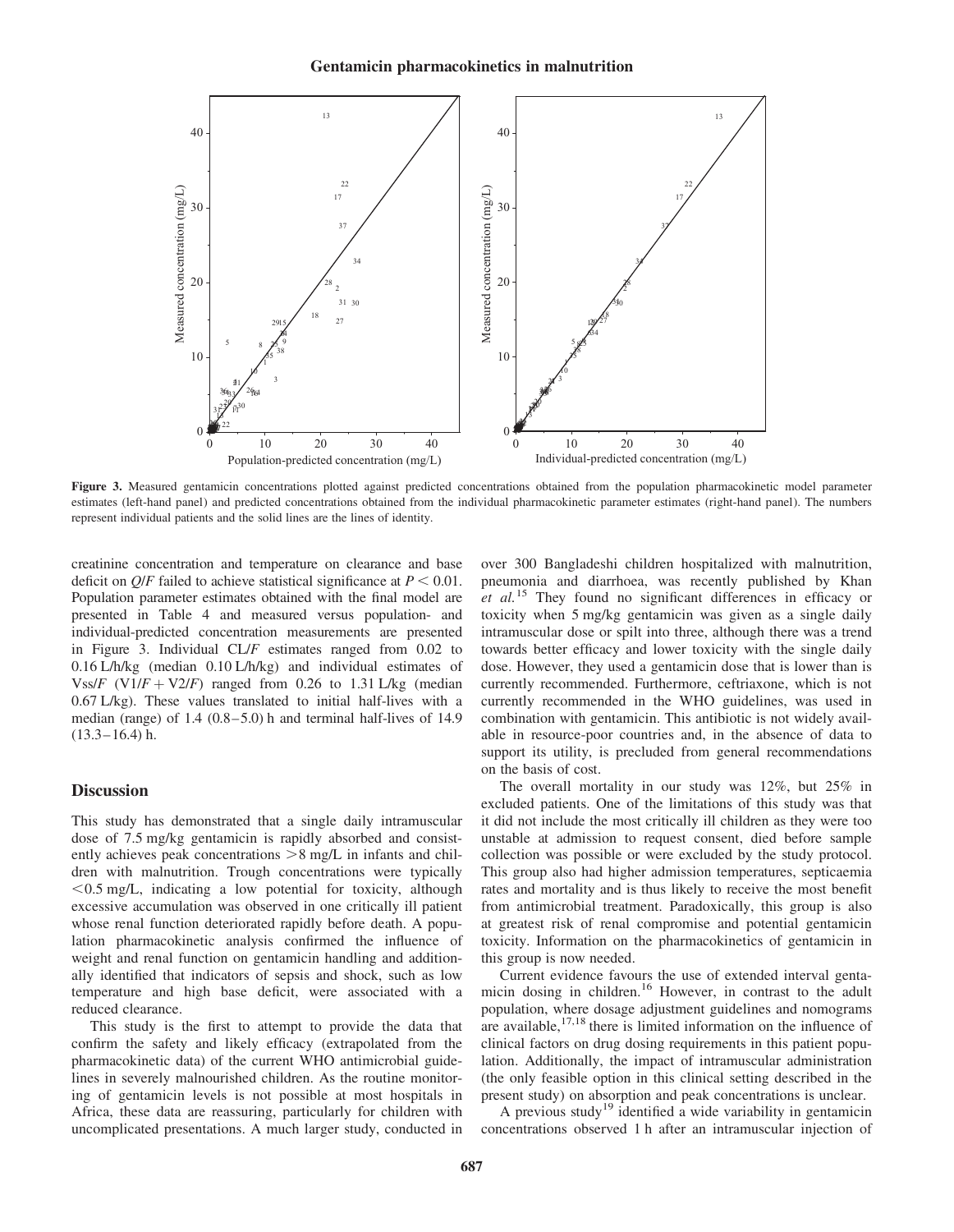Figure 3. Measured gentamicin concentrations plotted against predicted concentrations obtained from the population pharmacokinetic model parameter estimates (left-hand panel) and predicted concentrations obtained from the individual pharmacokinetic parameter estimates (right-hand panel). The numbers represent individual patients and the solid lines are the lines of identity.

creatinine concentration and temperature on clearance and base deficit on $Q/F$ failed to achieve statistical significance at $P < 0.01$. Population parameter estimates obtained with the final model are presented in Table 4 and measured versus population- and individual-predicted concentration measurements are presented in Figure 3. Individual $CL/F$ estimates ranged from 0.02 to 0.16 L/h/kg (median 0.10 L/h/kg) and individual estimates of $Vss/F$ ($V1/F + V2/F$) ranged from 0.26 to 1.31 L/kg (median 0.67 L/kg). These values translated to initial half-lives with a median (range) of 1.4 (0.8–5.0) h and terminal half-lives of 14.9 (13.3–16.4) h.

## Discussion

This study has demonstrated that a single daily intramuscular dose of 7.5 mg/kg gentamicin is rapidly absorbed and consistently achieves peak concentrations >8 mg/L in infants and children with malnutrition. Trough concentrations were typically <0.5 mg/L, indicating a low potential for toxicity, although excessive accumulation was observed in one critically ill patient whose renal function deteriorated rapidly before death. A population pharmacokinetic analysis confirmed the influence of weight and renal function on gentamicin handling and additionally identified that indicators of sepsis and shock, such as low temperature and high base deficit, were associated with a reduced clearance.

This study is the first to attempt to provide the data that confirm the safety and likely efficacy (extrapolated from the pharmacokinetic data) of the current WHO antimicrobial guidelines in severely malnourished children. As the routine monitoring of gentamicin levels is not possible at most hospitals in Africa, these data are reassuring, particularly for children with uncomplicated presentations. A much larger study, conducted in over 300 Bangladeshi children hospitalized with malnutrition, pneumonia and diarrhoea, was recently published by Khan *et al.*[15] They found no significant differences in efficacy or toxicity when 5 mg/kg gentamicin was given as a single daily intramuscular dose or spilt into three, although there was a trend towards better efficacy and lower toxicity with the single daily dose. However, they used a gentamicin dose that is lower than is currently recommended. Furthermore, ceftriaxone, which is not currently recommended in the WHO guidelines, was used in combination with gentamicin. This antibiotic is not widely available in resource-poor countries and, in the absence of data to support its utility, is precluded from general recommendations on the basis of cost.

The overall mortality in our study was 12%, but 25% in excluded patients. One of the limitations of this study was that it did not include the most critically ill children as they were too unstable at admission to request consent, died before sample collection was possible or were excluded by the study protocol. This group also had higher admission temperatures, septicaemia rates and mortality and is thus likely to receive the most benefit from antimicrobial treatment. Paradoxically, this group is also at greatest risk of renal compromise and potential gentamicin toxicity. Information on the pharmacokinetics of gentamicin in this group is now needed.

Current evidence favours the use of extended interval gentamicin dosing in children.[16] However, in contrast to the adult population, where dosage adjustment guidelines and nomograms are available,[17,18] there is limited information on the influence of clinical factors on drug dosing requirements in this patient population. Additionally, the impact of intramuscular administration (the only feasible option in this clinical setting described in the present study) on absorption and peak concentrations is unclear.

A previous study[19] identified a wide variability in gentamicin concentrations observed 1 h after an intramuscular injection of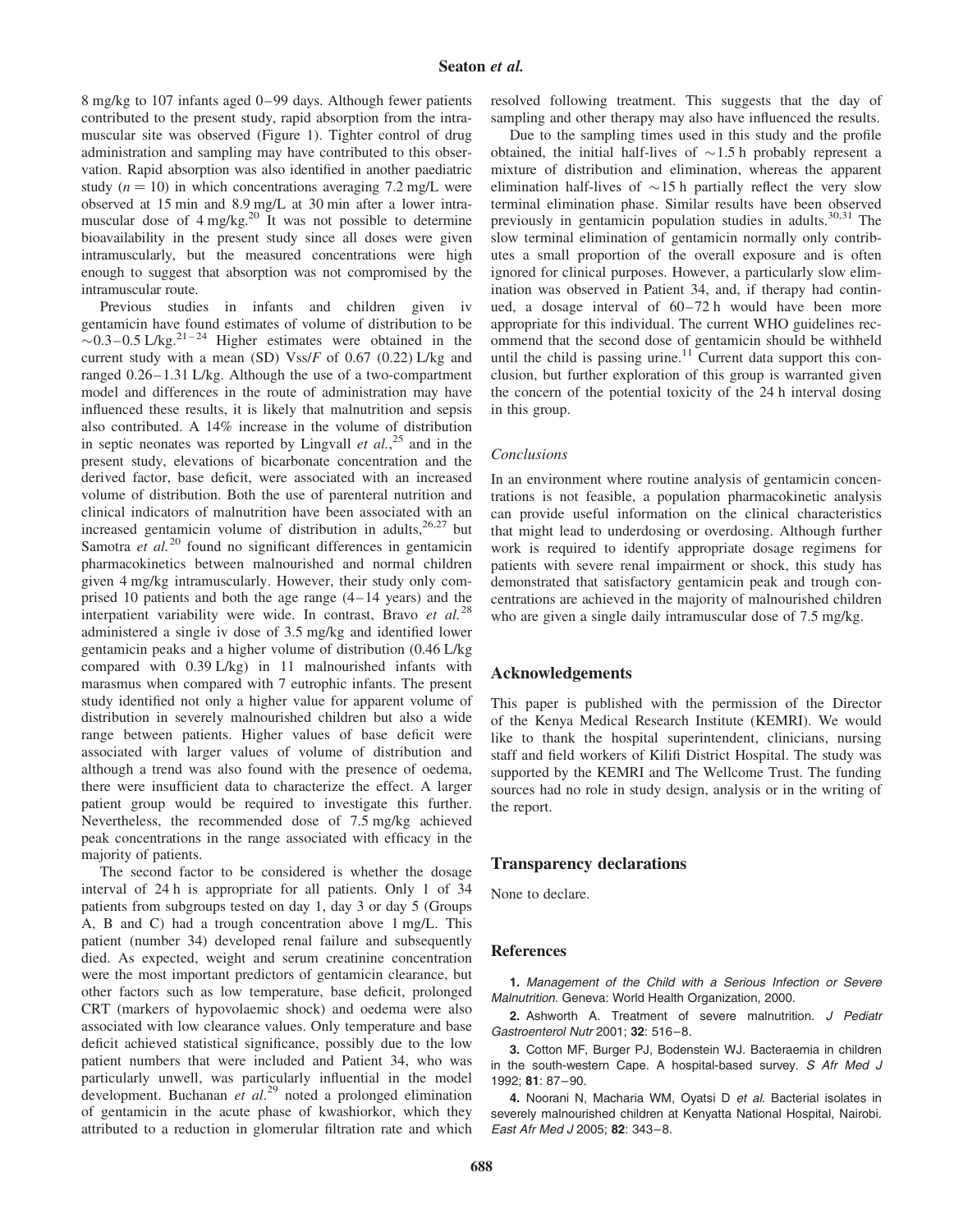8 mg/kg to 107 infants aged 0–99 days. Although fewer patients contributed to the present study, rapid absorption from the intramuscular site was observed (Figure 1). Tighter control of drug administration and sampling may have contributed to this observation. Rapid absorption was also identified in another paediatric study ($n = 10$) in which concentrations averaging 7.2 mg/L were observed at 15 min and 8.9 mg/L at 30 min after a lower intramuscular dose of 4 mg/kg.[20] It was not possible to determine bioavailability in the present study since all doses were given intramuscularly, but the measured concentrations were high enough to suggest that absorption was not compromised by the intramuscular route.

Previous studies in infants and children given iv gentamicin have found estimates of volume of distribution to be ~0.3–0.5 L/kg.[21–24] Higher estimates were obtained in the current study with a mean (SD) Vss/$F$ of 0.67 (0.22) L/kg and ranged 0.26–1.31 L/kg. Although the use of a two-compartment model and differences in the route of administration may have influenced these results, it is likely that malnutrition and sepsis also contributed. A 14% increase in the volume of distribution in septic neonates was reported by Lingvall *et al.*,[25] and in the present study, elevations of bicarbonate concentration and the derived factor, base deficit, were associated with an increased volume of distribution. Both the use of parenteral nutrition and clinical indicators of malnutrition have been associated with an increased gentamicin volume of distribution in adults,[26,27] but Samotra *et al.*[20] found no significant differences in gentamicin pharmacokinetics between malnourished and normal children given 4 mg/kg intramuscularly. However, their study only comprised 10 patients and both the age range (4–14 years) and the interpatient variability were wide. In contrast, Bravo *et al.*[28] administered a single iv dose of 3.5 mg/kg and identified lower gentamicin peaks and a higher volume of distribution (0.46 L/kg compared with 0.39 L/kg) in 11 malnourished infants with marasmus when compared with 7 eutrophic infants. The present study identified not only a higher value for apparent volume of distribution in severely malnourished children but also a wide range between patients. Higher values of base deficit were associated with larger values of volume of distribution and although a trend was also found with the presence of oedema, there were insufficient data to characterize the effect. A larger patient group would be required to investigate this further. Nevertheless, the recommended dose of 7.5 mg/kg achieved peak concentrations in the range associated with efficacy in the majority of patients.

The second factor to be considered is whether the dosage interval of 24 h is appropriate for all patients. Only 1 of 34 patients from subgroups tested on day 1, day 3 or day 5 (Groups A, B and C) had a trough concentration above 1 mg/L. This patient (number 34) developed renal failure and subsequently died. As expected, weight and serum creatinine concentration were the most important predictors of gentamicin clearance, but other factors such as low temperature, base deficit, prolonged CRT (markers of hypovolaemic shock) and oedema were also associated with low clearance values. Only temperature and base deficit achieved statistical significance, possibly due to the low patient numbers that were included and Patient 34, who was particularly unwell, was particularly influential in the model development. Buchanan *et al*.[29] noted a prolonged elimination of gentamicin in the acute phase of kwashiorkor, which they attributed to a reduction in glomerular filtration rate and which resolved following treatment. This suggests that the day of sampling and other therapy may also have influenced the results.

Due to the sampling times used in this study and the profile obtained, the initial half-lives of ~1.5 h probably represent a mixture of distribution and elimination, whereas the apparent elimination half-lives of ~15 h partially reflect the very slow terminal elimination phase. Similar results have been observed previously in gentamicin population studies in adults.[30,31] The slow terminal elimination of gentamicin normally only contributes a small proportion of the overall exposure and is often ignored for clinical purposes. However, a particularly slow elimination was observed in Patient 34, and, if therapy had continued, a dosage interval of 60–72 h would have been more appropriate for this individual. The current WHO guidelines recommend that the second dose of gentamicin should be withheld until the child is passing urine.[11] Current data support this conclusion, but further exploration of this group is warranted given the concern of the potential toxicity of the 24 h interval dosing in this group.

### *Conclusions*

In an environment where routine analysis of gentamicin concentrations is not feasible, a population pharmacokinetic analysis can provide useful information on the clinical characteristics that might lead to underdosing or overdosing. Although further work is required to identify appropriate dosage regimens for patients with severe renal impairment or shock, this study has demonstrated that satisfactory gentamicin peak and trough concentrations are achieved in the majority of malnourished children who are given a single daily intramuscular dose of 7.5 mg/kg.

## Acknowledgements

This paper is published with the permission of the Director of the Kenya Medical Research Institute (KEMRI). We would like to thank the hospital superintendent, clinicians, nursing staff and field workers of Kilifi District Hospital. The study was supported by the KEMRI and The Wellcome Trust. The funding sources had no role in study design, analysis or in the writing of the report.

## Transparency declarations

None to declare.

## References

**1.** *Management of the Child with a Serious Infection or Severe Malnutrition*. Geneva: World Health Organization, 2000.

**2.** Ashworth A. Treatment of severe malnutrition. *J Pediatr Gastroenterol Nutr* 2001; **32**: 516–8.

**3.** Cotton MF, Burger PJ, Bodenstein WJ. Bacteraemia in children in the south-western Cape. A hospital-based survey. *S Afr Med J* 1992; **81**: 87–90.

**4.** Noorani N, Macharia WM, Oyatsi D *et al*. Bacterial isolates in severely malnourished children at Kenyatta National Hospital, Nairobi. *East Afr Med J* 2005; **82**: 343–8.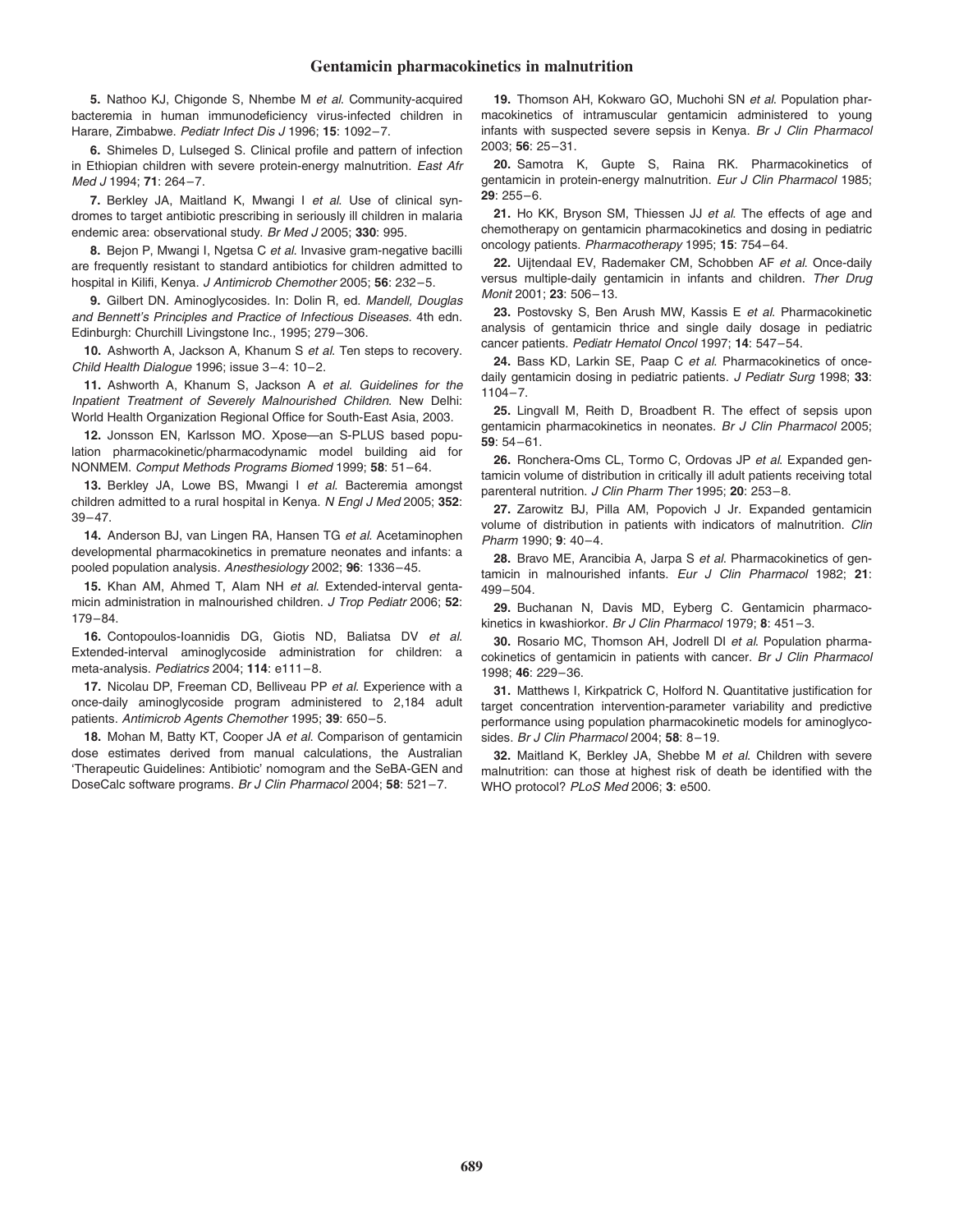5. Nathoo KJ, Chigonde S, Nhembe M *et al.* Community-acquired bacteremia in human immunodeficiency virus-infected children in Harare, Zimbabwe. *Pediatr Infect Dis J* 1996; **15**: 1092–7.

6. Shimeles D, Lulseged S. Clinical profile and pattern of infection in Ethiopian children with severe protein-energy malnutrition. *East Afr Med J* 1994; **71**: 264–7.

7. Berkley JA, Maitland K, Mwangi I *et al.* Use of clinical syndromes to target antibiotic prescribing in seriously ill children in malaria endemic area: observational study. *Br Med J* 2005; **330**: 995.

8. Bejon P, Mwangi I, Ngetsa C *et al.* Invasive gram-negative bacilli are frequently resistant to standard antibiotics for children admitted to hospital in Kilifi, Kenya. *J Antimicrob Chemother* 2005; **56**: 232–5.

9. Gilbert DN. Aminoglycosides. In: Dolin R, ed. *Mandell, Douglas and Bennett's Principles and Practice of Infectious Diseases*. 4th edn. Edinburgh: Churchill Livingstone Inc., 1995; 279–306.

10. Ashworth A, Jackson A, Khanum S *et al.* Ten steps to recovery. *Child Health Dialogue* 1996; issue 3–4: 10–2.

11. Ashworth A, Khanum S, Jackson A *et al. Guidelines for the Inpatient Treatment of Severely Malnourished Children*. New Delhi: World Health Organization Regional Office for South-East Asia, 2003.

12. Jonsson EN, Karlsson MO. Xpose—an S-PLUS based population pharmacokinetic/pharmacodynamic model building aid for NONMEM. *Comput Methods Programs Biomed* 1999; **58**: 51–64.

13. Berkley JA, Lowe BS, Mwangi I *et al.* Bacteremia amongst children admitted to a rural hospital in Kenya. *N Engl J Med* 2005; **352**: 39–47.

14. Anderson BJ, van Lingen RA, Hansen TG *et al.* Acetaminophen developmental pharmacokinetics in premature neonates and infants: a pooled population analysis. *Anesthesiology* 2002; **96**: 1336–45.

15. Khan AM, Ahmed T, Alam NH *et al.* Extended-interval gentamicin administration in malnourished children. *J Trop Pediatr* 2006; **52**: 179–84.

16. Contopoulos-Ioannidis DG, Giotis ND, Baliatsa DV *et al.* Extended-interval aminoglycoside administration for children: a meta-analysis. *Pediatrics* 2004; **114**: e111–8.

17. Nicolau DP, Freeman CD, Belliveau PP *et al.* Experience with a once-daily aminoglycoside program administered to 2,184 adult patients. *Antimicrob Agents Chemother* 1995; **39**: 650–5.

18. Mohan M, Batty KT, Cooper JA *et al.* Comparison of gentamicin dose estimates derived from manual calculations, the Australian 'Therapeutic Guidelines: Antibiotic' nomogram and the SeBA-GEN and DoseCalc software programs. *Br J Clin Pharmacol* 2004; **58**: 521–7.

19. Thomson AH, Kokwaro GO, Muchohi SN *et al.* Population pharmacokinetics of intramuscular gentamicin administered to young infants with suspected severe sepsis in Kenya. *Br J Clin Pharmacol* 2003; **56**: 25–31.

20. Samotra K, Gupte S, Raina RK. Pharmacokinetics of gentamicin in protein-energy malnutrition. *Eur J Clin Pharmacol* 1985; **29**: 255–6.

21. Ho KK, Bryson SM, Thiessen JJ *et al.* The effects of age and chemotherapy on gentamicin pharmacokinetics and dosing in pediatric oncology patients. *Pharmacotherapy* 1995; **15**: 754–64.

22. Uijtendaal EV, Rademaker CM, Schobben AF *et al.* Once-daily versus multiple-daily gentamicin in infants and children. *Ther Drug Monit* 2001; **23**: 506–13.

23. Postovsky S, Ben Arush MW, Kassis E *et al.* Pharmacokinetic analysis of gentamicin thrice and single daily dosage in pediatric cancer patients. *Pediatr Hematol Oncol* 1997; **14**: 547–54.

24. Bass KD, Larkin SE, Paap C *et al.* Pharmacokinetics of once-daily gentamicin dosing in pediatric patients. *J Pediatr Surg* 1998; **33**: 1104–7.

25. Lingvall M, Reith D, Broadbent R. The effect of sepsis upon gentamicin pharmacokinetics in neonates. *Br J Clin Pharmacol* 2005; **59**: 54–61.

26. Ronchera-Oms CL, Tormo C, Ordovas JP *et al.* Expanded gentamicin volume of distribution in critically ill adult patients receiving total parenteral nutrition. *J Clin Pharm Ther* 1995; **20**: 253–8.

27. Zarowitz BJ, Pilla AM, Popovich J Jr. Expanded gentamicin volume of distribution in patients with indicators of malnutrition. *Clin Pharm* 1990; **9**: 40–4.

28. Bravo ME, Arancibia A, Jarpa S *et al.* Pharmacokinetics of gentamicin in malnourished infants. *Eur J Clin Pharmacol* 1982; **21**: 499–504.

29. Buchanan N, Davis MD, Eyberg C. Gentamicin pharmacokinetics in kwashiorkor. *Br J Clin Pharmacol* 1979; **8**: 451–3.

30. Rosario MC, Thomson AH, Jodrell DI *et al.* Population pharmacokinetics of gentamicin in patients with cancer. *Br J Clin Pharmacol* 1998; **46**: 229–36.

31. Matthews I, Kirkpatrick C, Holford N. Quantitative justification for target concentration intervention-parameter variability and predictive performance using population pharmacokinetic models for aminoglycosides. *Br J Clin Pharmacol* 2004; **58**: 8–19.

32. Maitland K, Berkley JA, Shebbe M *et al.* Children with severe malnutrition: can those at highest risk of death be identified with the WHO protocol? *PLoS Med* 2006; **3**: e500.